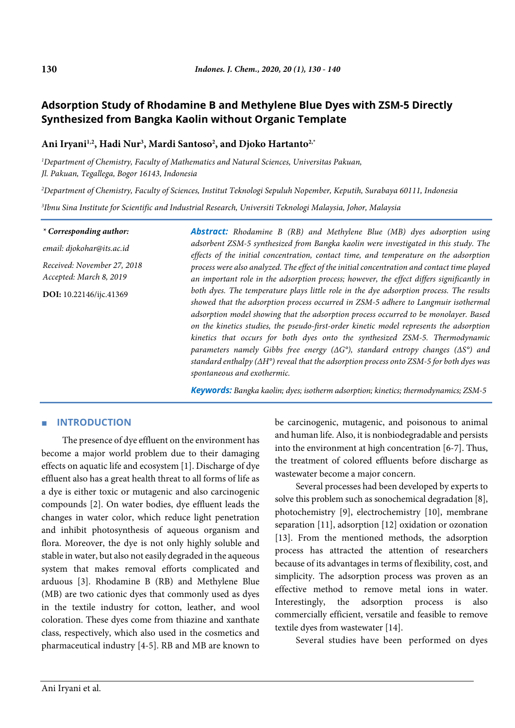# Adsorption Study of Rhodamine B and Methylene Blue Dyes with ZSM-5 Directly Synthesized from Bangka Kaolin without Organic Template

**Ani Iryani[1,2], Hadi Nur[3], Mardi Santoso[2], and Djoko Hartanto[2,*]**

*[1]Department of Chemistry, Faculty of Mathematics and Natural Sciences, Universitas Pakuan, Jl. Pakuan, Tegallega, Bogor 16143, Indonesia*

*[2]Department of Chemistry, Faculty of Sciences, Institut Teknologi Sepuluh Nopember, Keputih, Surabaya 60111, Indonesia*

*[3]Ibnu Sina Institute for Scientific and Industrial Research, Universiti Teknologi Malaysia, Johor, Malaysia*

*\* Corresponding author:*

*email: djokohar@its.ac.id*

*Received: November 27, 2018*
*Accepted: March 8, 2019*

**DOI:** 10.22146/ijc.41369

***Abstract:*** *Rhodamine B (RB) and Methylene Blue (MB) dyes adsorption using adsorbent ZSM-5 synthesized from Bangka kaolin were investigated in this study. The effects of the initial concentration, contact time, and temperature on the adsorption process were also analyzed. The effect of the initial concentration and contact time played an important role in the adsorption process; however, the effect differs significantly in both dyes. The temperature plays little role in the dye adsorption process. The results showed that the adsorption process occurred in ZSM-5 adhere to Langmuir isothermal adsorption model showing that the adsorption process occurred to be monolayer. Based on the kinetics studies, the pseudo-first-order kinetic model represents the adsorption kinetics that occurs for both dyes onto the synthesized ZSM-5. Thermodynamic parameters namely Gibbs free energy (ΔG°), standard entropy changes (ΔS°) and standard enthalpy (ΔH°) reveal that the adsorption process onto ZSM-5 for both dyes was spontaneous and exothermic.*

***Keywords:*** *Bangka kaolin; dyes; isotherm adsorption; kinetics; thermodynamics; ZSM-5*

## INTRODUCTION

The presence of dye effluent on the environment has become a major world problem due to their damaging effects on aquatic life and ecosystem [1]. Discharge of dye effluent also has a great health threat to all forms of life as a dye is either toxic or mutagenic and also carcinogenic compounds [2]. On water bodies, dye effluent leads the changes in water color, which reduce light penetration and inhibit photosynthesis of aqueous organism and flora. Moreover, the dye is not only highly soluble and stable in water, but also not easily degraded in the aqueous system that makes removal efforts complicated and arduous [3]. Rhodamine B (RB) and Methylene Blue (MB) are two cationic dyes that commonly used as dyes in the textile industry for cotton, leather, and wool coloration. These dyes come from thiazine and xanthate class, respectively, which also used in the cosmetics and pharmaceutical industry [4-5]. RB and MB are known to be carcinogenic, mutagenic, and poisonous to animal and human life. Also, it is nonbiodegradable and persists into the environment at high concentration [6-7]. Thus, the treatment of colored effluents before discharge as wastewater become a major concern.

Several processes had been developed by experts to solve this problem such as sonochemical degradation [8], photochemistry [9], electrochemistry [10], membrane separation [11], adsorption [12] oxidation or ozonation [13]. From the mentioned methods, the adsorption process has attracted the attention of researchers because of its advantages in terms of flexibility, cost, and simplicity. The adsorption process was proven as an effective method to remove metal ions in water. Interestingly, the adsorption process is also commercially efficient, versatile and feasible to remove textile dyes from wastewater [14].

Several studies have been performed on dyes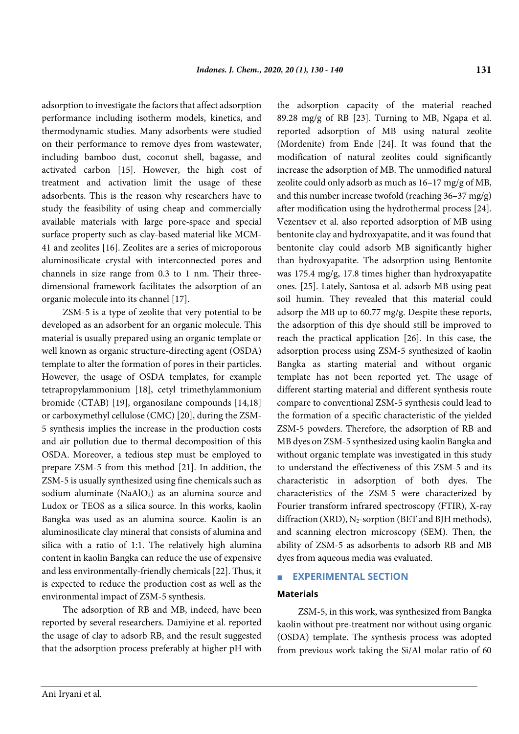adsorption to investigate the factors that affect adsorption performance including isotherm models, kinetics, and thermodynamic studies. Many adsorbents were studied on their performance to remove dyes from wastewater, including bamboo dust, coconut shell, bagasse, and activated carbon [15]. However, the high cost of treatment and activation limit the usage of these adsorbents. This is the reason why researchers have to study the feasibility of using cheap and commercially available materials with large pore-space and special surface property such as clay-based material like MCM-41 and zeolites [16]. Zeolites are a series of microporous aluminosilicate crystal with interconnected pores and channels in size range from 0.3 to 1 nm. Their three-dimensional framework facilitates the adsorption of an organic molecule into its channel [17].

ZSM-5 is a type of zeolite that very potential to be developed as an adsorbent for an organic molecule. This material is usually prepared using an organic template or well known as organic structure-directing agent (OSDA) template to alter the formation of pores in their particles. However, the usage of OSDA templates, for example tetrapropylammonium [18], cetyl trimethylammonium bromide (CTAB) [19], organosilane compounds [14,18] or carboxymethyl cellulose (CMC) [20], during the ZSM-5 synthesis implies the increase in the production costs and air pollution due to thermal decomposition of this OSDA. Moreover, a tedious step must be employed to prepare ZSM-5 from this method [21]. In addition, the ZSM-5 is usually synthesized using fine chemicals such as sodium aluminate ($NaAlO_2$) as an alumina source and Ludox or TEOS as a silica source. In this works, kaolin Bangka was used as an alumina source. Kaolin is an aluminosilicate clay mineral that consists of alumina and silica with a ratio of 1:1. The relatively high alumina content in kaolin Bangka can reduce the use of expensive and less environmentally-friendly chemicals [22]. Thus, it is expected to reduce the production cost as well as the environmental impact of ZSM-5 synthesis.

The adsorption of RB and MB, indeed, have been reported by several researchers. Damiyine et al. reported the usage of clay to adsorb RB, and the result suggested that the adsorption process preferably at higher pH with the adsorption capacity of the material reached 89.28 mg/g of RB [23]. Turning to MB, Ngapa et al. reported adsorption of MB using natural zeolite (Mordenite) from Ende [24]. It was found that the modification of natural zeolites could significantly increase the adsorption of MB. The unmodified natural zeolite could only adsorb as much as 16–17 mg/g of MB, and this number increase twofold (reaching 36–37 mg/g) after modification using the hydrothermal process [24]. Vezentsev et al. also reported adsorption of MB using bentonite clay and hydroxyapatite, and it was found that bentonite clay could adsorb MB significantly higher than hydroxyapatite. The adsorption using Bentonite was 175.4 mg/g, 17.8 times higher than hydroxyapatite ones. [25]. Lately, Santosa et al. adsorb MB using peat soil humin. They revealed that this material could adsorp the MB up to 60.77 mg/g. Despite these reports, the adsorption of this dye should still be improved to reach the practical application [26]. In this case, the adsorption process using ZSM-5 synthesized of kaolin Bangka as starting material and without organic template has not been reported yet. The usage of different starting material and different synthesis route compare to conventional ZSM-5 synthesis could lead to the formation of a specific characteristic of the yielded ZSM-5 powders. Therefore, the adsorption of RB and MB dyes on ZSM-5 synthesized using kaolin Bangka and without organic template was investigated in this study to understand the effectiveness of this ZSM-5 and its characteristic in adsorption of both dyes. The characteristics of the ZSM-5 were characterized by Fourier transform infrared spectroscopy (FTIR), X-ray diffraction (XRD), $N_2$-sorption (BET and BJH methods), and scanning electron microscopy (SEM). Then, the ability of ZSM-5 as adsorbents to adsorb RB and MB dyes from aqueous media was evaluated.

## EXPERIMENTAL SECTION

### Materials

ZSM-5, in this work, was synthesized from Bangka kaolin without pre-treatment nor without using organic (OSDA) template. The synthesis process was adopted from previous work taking the Si/Al molar ratio of 60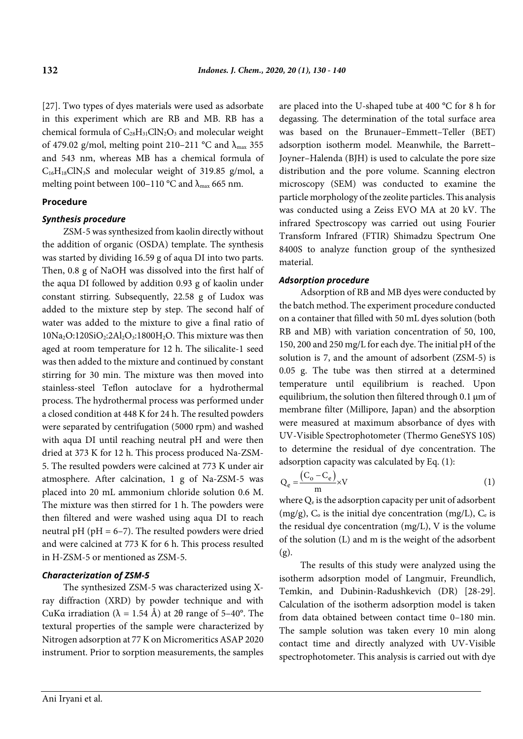[27]. Two types of dyes materials were used as adsorbate in this experiment which are RB and MB. RB has a chemical formula of $C_{28}H_{31}ClN_2O_3$ and molecular weight of 479.02 g/mol, melting point 210–211 °C and $\lambda_{max}$ 355 and 543 nm, whereas MB has a chemical formula of $C_{16}H_{18}ClN_3S$ and molecular weight of 319.85 g/mol, a melting point between 100–110 °C and $\lambda_{max}$ 665 nm.

## Procedure

### *Synthesis procedure*

ZSM-5 was synthesized from kaolin directly without the addition of organic (OSDA) template. The synthesis was started by dividing 16.59 g of aqua DI into two parts. Then, 0.8 g of NaOH was dissolved into the first half of the aqua DI followed by addition 0.93 g of kaolin under constant stirring. Subsequently, 22.58 g of Ludox was added to the mixture step by step. The second half of water was added to the mixture to give a final ratio of $10Na_2O$:$120SiO_2$:$2Al_2O_3$:$1800H_2O$. This mixture was then aged at room temperature for 12 h. The silicalite-1 seed was then added to the mixture and continued by constant stirring for 30 min. The mixture was then moved into stainless-steel Teflon autoclave for a hydrothermal process. The hydrothermal process was performed under a closed condition at 448 K for 24 h. The resulted powders were separated by centrifugation (5000 rpm) and washed with aqua DI until reaching neutral pH and were then dried at 373 K for 12 h. This process produced Na-ZSM-5. The resulted powders were calcined at 773 K under air atmosphere. After calcination, 1 g of Na-ZSM-5 was placed into 20 mL ammonium chloride solution 0.6 M. The mixture was then stirred for 1 h. The powders were then filtered and were washed using aqua DI to reach neutral pH (pH = 6–7). The resulted powders were dried and were calcined at 773 K for 6 h. This process resulted in H-ZSM-5 or mentioned as ZSM-5.

### *Characterization of ZSM-5*

The synthesized ZSM-5 was characterized using X-ray diffraction (XRD) by powder technique and with CuKα irradiation ($\lambda$ = 1.54 Å) at 2θ range of 5–40°. The textural properties of the sample were characterized by Nitrogen adsorption at 77 K on Micromeritics ASAP 2020 instrument. Prior to sorption measurements, the samples are placed into the U-shaped tube at 400 °C for 8 h for degassing. The determination of the total surface area was based on the Brunauer–Emmett–Teller (BET) adsorption isotherm model. Meanwhile, the Barrett–Joyner–Halenda (BJH) is used to calculate the pore size distribution and the pore volume. Scanning electron microscopy (SEM) was conducted to examine the particle morphology of the zeolite particles. This analysis was conducted using a Zeiss EVO MA at 20 kV. The infrared Spectroscopy was carried out using Fourier Transform Infrared (FTIR) Shimadzu Spectrum One 8400S to analyze function group of the synthesized material.

### *Adsorption procedure*

Adsorption of RB and MB dyes were conducted by the batch method. The experiment procedure conducted on a container that filled with 50 mL dyes solution (both RB and MB) with variation concentration of 50, 100, 150, 200 and 250 mg/L for each dye. The initial pH of the solution is 7, and the amount of adsorbent (ZSM-5) is 0.05 g. The tube was then stirred at a determined temperature until equilibrium is reached. Upon equilibrium, the solution then filtered through 0.1 µm of membrane filter (Millipore, Japan) and the absorption were measured at maximum absorbance of dyes with UV-Visible Spectrophotometer (Thermo GeneSYS 10S) to determine the residual of dye concentration. The adsorption capacity was calculated by Eq. (1):

$$Q_e = \frac{(C_o - C_e)}{m} \times V \tag{1}$$

where $Q_e$ is the adsorption capacity per unit of adsorbent (mg/g), $C_o$ is the initial dye concentration (mg/L), $C_e$ is the residual dye concentration (mg/L), V is the volume of the solution (L) and m is the weight of the adsorbent (g).

The results of this study were analyzed using the isotherm adsorption model of Langmuir, Freundlich, Temkin, and Dubinin-Radushkevich (DR) [28-29]. Calculation of the isotherm adsorption model is taken from data obtained between contact time 0–180 min. The sample solution was taken every 10 min along contact time and directly analyzed with UV-Visible spectrophotometer. This analysis is carried out with dye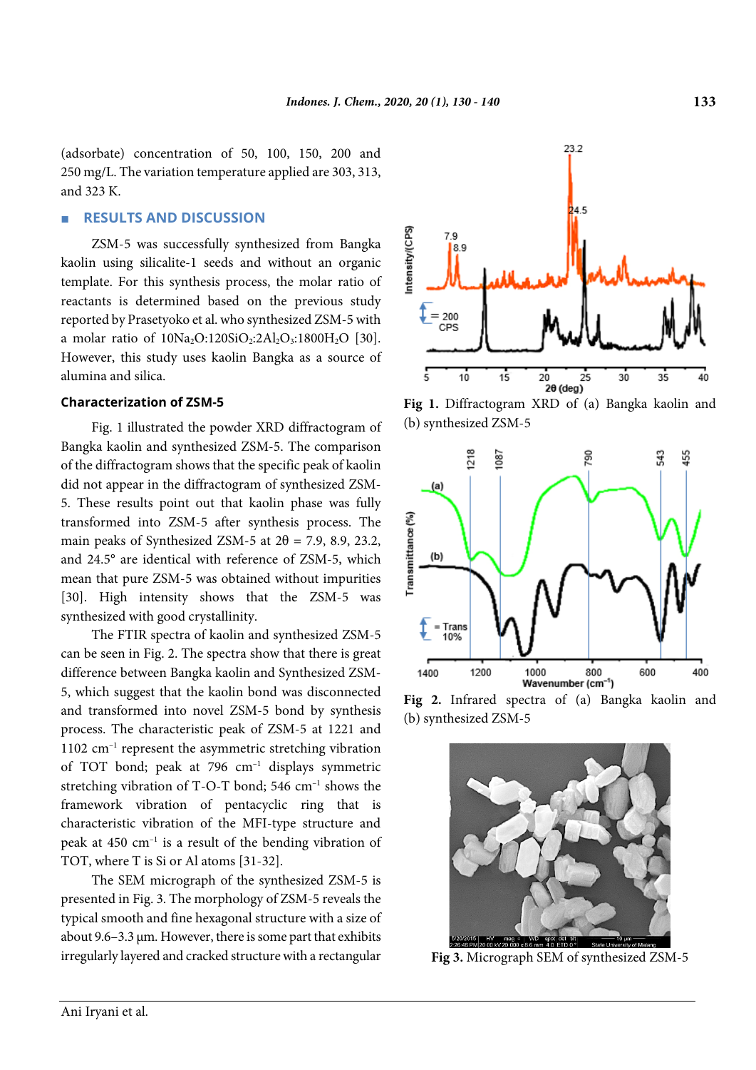(adsorbate) concentration of 50, 100, 150, 200 and 250 mg/L. The variation temperature applied are 303, 313, and 323 K.

## RESULTS AND DISCUSSION

ZSM-5 was successfully synthesized from Bangka kaolin using silicalite-1 seeds and without an organic template. For this synthesis process, the molar ratio of reactants is determined based on the previous study reported by Prasetyoko et al. who synthesized ZSM-5 with a molar ratio of $10Na_2O$:$120SiO_2$:$2Al_2O_3$:$1800H_2O$ [30]. However, this study uses kaolin Bangka as a source of alumina and silica.

### Characterization of ZSM-5

Fig. 1 illustrated the powder XRD diffractogram of Bangka kaolin and synthesized ZSM-5. The comparison of the diffractogram shows that the specific peak of kaolin did not appear in the diffractogram of synthesized ZSM-5. These results point out that kaolin phase was fully transformed into ZSM-5 after synthesis process. The main peaks of Synthesized ZSM-5 at $2\theta$ = 7.9, 8.9, 23.2, and 24.5° are identical with reference of ZSM-5, which mean that pure ZSM-5 was obtained without impurities [30]. High intensity shows that the ZSM-5 was synthesized with good crystallinity.

The FTIR spectra of kaolin and synthesized ZSM-5 can be seen in Fig. 2. The spectra show that there is great difference between Bangka kaolin and Synthesized ZSM-5, which suggest that the kaolin bond was disconnected and transformed into novel ZSM-5 bond by synthesis process. The characteristic peak of ZSM-5 at 1221 and 1102 $cm^{-1}$ represent the asymmetric stretching vibration of TOT bond; peak at 796 $cm^{-1}$ displays symmetric stretching vibration of T-O-T bond; 546 $cm^{-1}$ shows the framework vibration of pentacyclic ring that is characteristic vibration of the MFI-type structure and peak at 450 $cm^{-1}$ is a result of the bending vibration of TOT, where T is Si or Al atoms [31-32].

The SEM micrograph of the synthesized ZSM-5 is presented in Fig. 3. The morphology of ZSM-5 reveals the typical smooth and fine hexagonal structure with a size of about 9.6–3.3 μm. However, there is some part that exhibits irregularly layered and cracked structure with a rectangular

**Fig 1.** Diffractogram XRD of (a) Bangka kaolin and (b) synthesized ZSM-5

**Fig 2.** Infrared spectra of (a) Bangka kaolin and (b) synthesized ZSM-5

**Fig 3.** Micrograph SEM of synthesized ZSM-5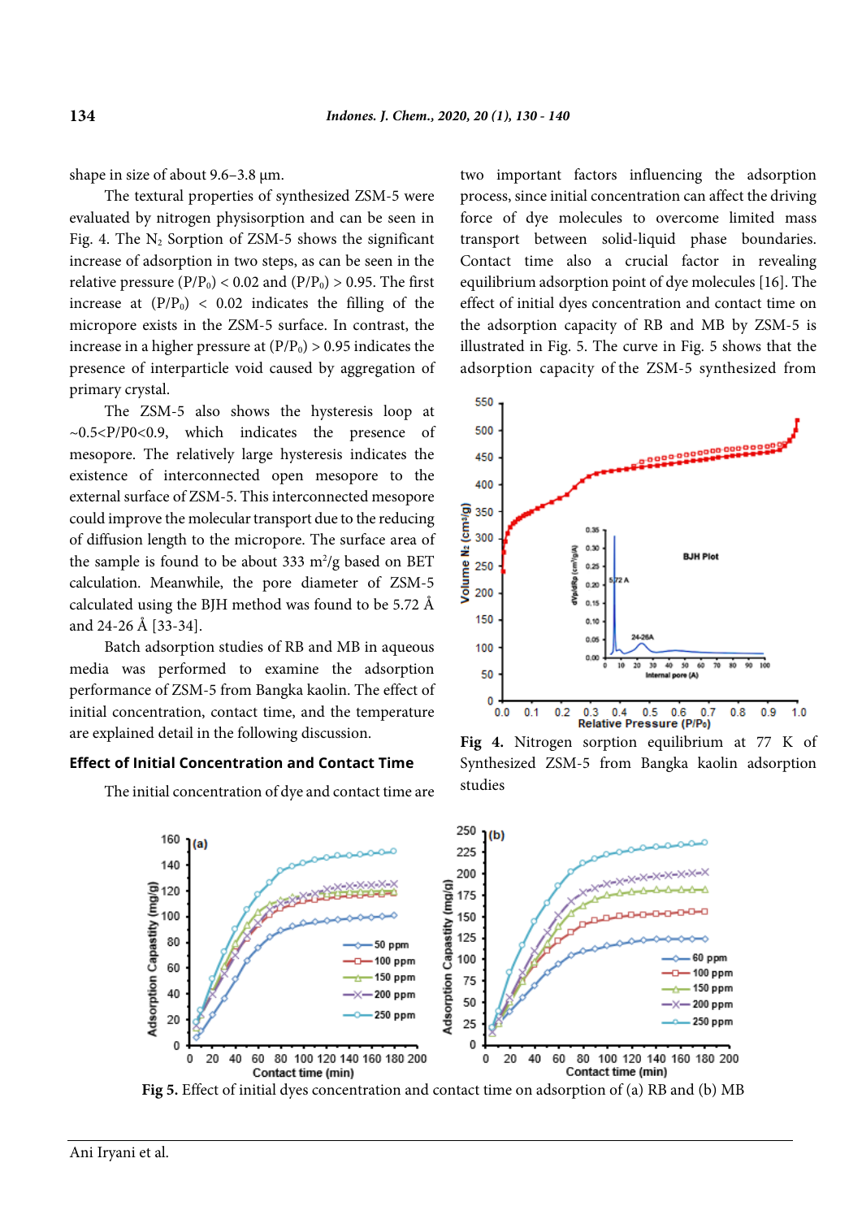shape in size of about 9.6–3.8 µm.

The textural properties of synthesized ZSM-5 were evaluated by nitrogen physisorption and can be seen in Fig. 4. The $N_2$ Sorption of ZSM-5 shows the significant increase of adsorption in two steps, as can be seen in the relative pressure $(P/P_0) < 0.02$ and $(P/P_0) > 0.95$. The first increase at $(P/P_0) < 0.02$ indicates the filling of the micropore exists in the ZSM-5 surface. In contrast, the increase in a higher pressure at $(P/P_0) > 0.95$ indicates the presence of interparticle void caused by aggregation of primary crystal.

The ZSM-5 also shows the hysteresis loop at ~$0.5<P/P0<0.9$, which indicates the presence of mesopore. The relatively large hysteresis indicates the existence of interconnected open mesopore to the external surface of ZSM-5. This interconnected mesopore could improve the molecular transport due to the reducing of diffusion length to the micropore. The surface area of the sample is found to be about 333 $m^2/g$ based on BET calculation. Meanwhile, the pore diameter of ZSM-5 calculated using the BJH method was found to be 5.72 Å and 24-26 Å [33-34].

Batch adsorption studies of RB and MB in aqueous media was performed to examine the adsorption performance of ZSM-5 from Bangka kaolin. The effect of initial concentration, contact time, and the temperature are explained detail in the following discussion.

### Effect of Initial Concentration and Contact Time

The initial concentration of dye and contact time are two important factors influencing the adsorption process, since initial concentration can affect the driving force of dye molecules to overcome limited mass transport between solid-liquid phase boundaries. Contact time also a crucial factor in revealing equilibrium adsorption point of dye molecules [16]. The effect of initial dyes concentration and contact time on the adsorption capacity of RB and MB by ZSM-5 is illustrated in Fig. 5. The curve in Fig. 5 shows that the adsorption capacity of the ZSM-5 synthesized from

**Fig 4.** Nitrogen sorption equilibrium at 77 K of Synthesized ZSM-5 from Bangka kaolin adsorption studies

**Fig 5.** Effect of initial dyes concentration and contact time on adsorption of (a) RB and (b) MB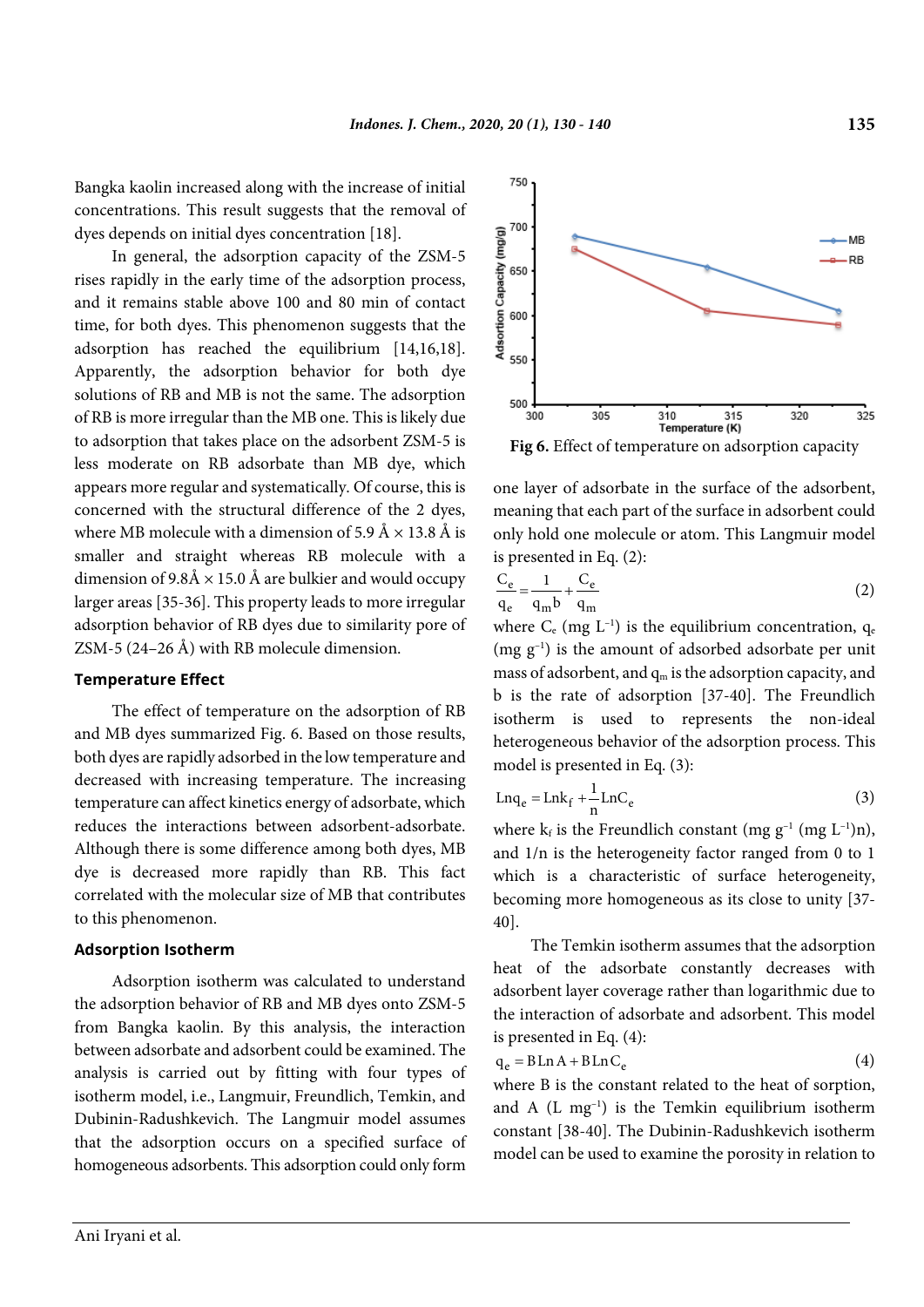Bangka kaolin increased along with the increase of initial concentrations. This result suggests that the removal of dyes depends on initial dyes concentration [18].

In general, the adsorption capacity of the ZSM-5 rises rapidly in the early time of the adsorption process, and it remains stable above 100 and 80 min of contact time, for both dyes. This phenomenon suggests that the adsorption has reached the equilibrium [14,16,18]. Apparently, the adsorption behavior for both dye solutions of RB and MB is not the same. The adsorption of RB is more irregular than the MB one. This is likely due to adsorption that takes place on the adsorbent ZSM-5 is less moderate on RB adsorbate than MB dye, which appears more regular and systematically. Of course, this is concerned with the structural difference of the 2 dyes, where MB molecule with a dimension of 5.9 Å × 13.8 Å is smaller and straight whereas RB molecule with a dimension of 9.8Å × 15.0 Å are bulkier and would occupy larger areas [35-36]. This property leads to more irregular adsorption behavior of RB dyes due to similarity pore of ZSM-5 (24–26 Å) with RB molecule dimension.

### Temperature Effect

The effect of temperature on the adsorption of RB and MB dyes summarized Fig. 6. Based on those results, both dyes are rapidly adsorbed in the low temperature and decreased with increasing temperature. The increasing temperature can affect kinetics energy of adsorbate, which reduces the interactions between adsorbent-adsorbate. Although there is some difference among both dyes, MB dye is decreased more rapidly than RB. This fact correlated with the molecular size of MB that contributes to this phenomenon.

**Fig 6.** Effect of temperature on adsorption capacity

### Adsorption Isotherm

Adsorption isotherm was calculated to understand the adsorption behavior of RB and MB dyes onto ZSM-5 from Bangka kaolin. By this analysis, the interaction between adsorbate and adsorbent could be examined. The analysis is carried out by fitting with four types of isotherm model, i.e., Langmuir, Freundlich, Temkin, and Dubinin-Radushkevich. The Langmuir model assumes that the adsorption occurs on a specified surface of homogeneous adsorbents. This adsorption could only form one layer of adsorbate in the surface of the adsorbent, meaning that each part of the surface in adsorbent could only hold one molecule or atom. This Langmuir model is presented in Eq. (2):

$$\frac{C_e}{q_e} = \frac{1}{q_m b} + \frac{C_e}{q_m} \tag{2}$$

where $C_e$ (mg $L^{-1}$) is the equilibrium concentration, $q_e$ (mg $g^{-1}$) is the amount of adsorbed adsorbate per unit mass of adsorbent, and $q_m$ is the adsorption capacity, and b is the rate of adsorption [37-40]. The Freundlich isotherm is used to represents the non-ideal heterogeneous behavior of the adsorption process. This model is presented in Eq. (3):

$$\mathrm{Ln} q_e = \mathrm{Ln} k_f + \frac{1}{n} \mathrm{Ln} C_e \tag{3}$$

where $k_f$ is the Freundlich constant (mg $g^{-1}$ (mg $L^{-1}$)n), and 1/n is the heterogeneity factor ranged from 0 to 1 which is a characteristic of surface heterogeneity, becoming more homogeneous as its close to unity [37-40].

The Temkin isotherm assumes that the adsorption heat of the adsorbate constantly decreases with adsorbent layer coverage rather than logarithmic due to the interaction of adsorbate and adsorbent. This model is presented in Eq. (4):

$$q_e = B \,\mathrm{Ln}\, A + B \,\mathrm{Ln}\, C_e \tag{4}$$

where B is the constant related to the heat of sorption, and A (L $mg^{-1}$) is the Temkin equilibrium isotherm constant [38-40]. The Dubinin-Radushkevich isotherm model can be used to examine the porosity in relation to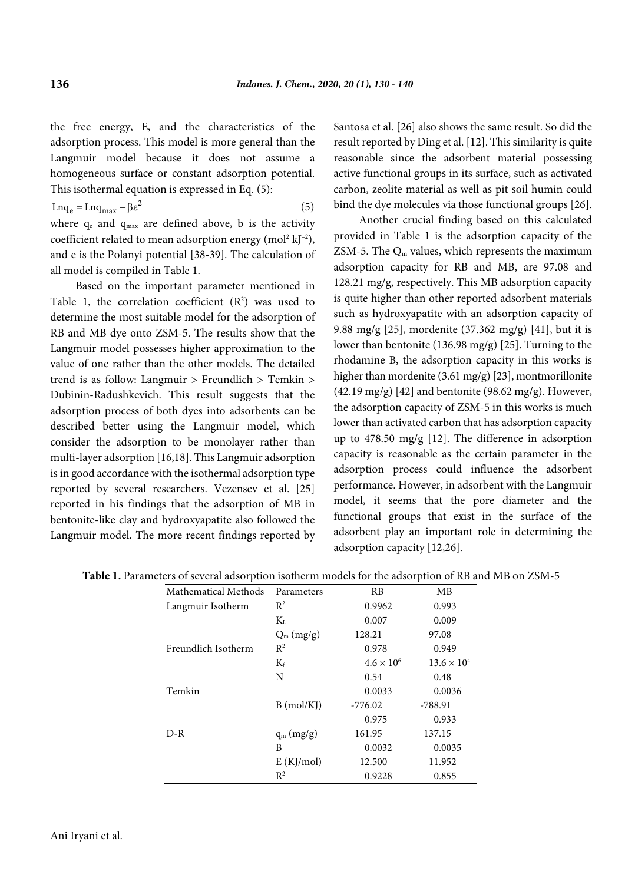the free energy, E, and the characteristics of the adsorption process. This model is more general than the Langmuir model because it does not assume a homogeneous surface or constant adsorption potential. This isothermal equation is expressed in Eq. (5):

$$\text{Ln}q_e = \text{Ln}q_{max} - \beta\varepsilon^2 \quad (5)$$

where $q_e$ and $q_{max}$ are defined above, b is the activity coefficient related to mean adsorption energy (mol$^2$ kJ$^{-2}$), and e is the Polanyi potential [38-39]. The calculation of all model is compiled in Table 1.

Based on the important parameter mentioned in Table 1, the correlation coefficient ($R^2$) was used to determine the most suitable model for the adsorption of RB and MB dye onto ZSM-5. The results show that the Langmuir model possesses higher approximation to the value of one rather than the other models. The detailed trend is as follow: Langmuir > Freundlich > Temkin > Dubinin-Radushkevich. This result suggests that the adsorption process of both dyes into adsorbents can be described better using the Langmuir model, which consider the adsorption to be monolayer rather than multi-layer adsorption [16,18]. This Langmuir adsorption is in good accordance with the isothermal adsorption type reported by several researchers. Vezensev et al. [25] reported in his findings that the adsorption of MB in bentonite-like clay and hydroxyapatite also followed the Langmuir model. The more recent findings reported by Santosa et al. [26] also shows the same result. So did the result reported by Ding et al. [12]. This similarity is quite reasonable since the adsorbent material possessing active functional groups in its surface, such as activated carbon, zeolite material as well as pit soil humin could bind the dye molecules via those functional groups [26].

Another crucial finding based on this calculated provided in Table 1 is the adsorption capacity of the ZSM-5. The $Q_m$ values, which represents the maximum adsorption capacity for RB and MB, are 97.08 and 128.21 mg/g, respectively. This MB adsorption capacity is quite higher than other reported adsorbent materials such as hydroxyapatite with an adsorption capacity of 9.88 mg/g [25], mordenite (37.362 mg/g) [41], but it is lower than bentonite (136.98 mg/g) [25]. Turning to the rhodamine B, the adsorption capacity in this works is higher than mordenite (3.61 mg/g) [23], montmorillonite (42.19 mg/g) [42] and bentonite (98.62 mg/g). However, the adsorption capacity of ZSM-5 in this works is much lower than activated carbon that has adsorption capacity up to 478.50 mg/g [12]. The difference in adsorption capacity is reasonable as the certain parameter in the adsorption process could influence the adsorbent performance. However, in adsorbent with the Langmuir model, it seems that the pore diameter and the functional groups that exist in the surface of the adsorbent play an important role in determining the adsorption capacity [12,26].

**Table 1.** Parameters of several adsorption isotherm models for the adsorption of RB and MB on ZSM-5

| Mathematical Methods | Parameters | RB | MB |
|---|---|---|---|
| Langmuir Isotherm | $R^2$ | 0.9962 | 0.993 |
| | $K_L$ | 0.007 | 0.009 |
| | $Q_m$ (mg/g) | 128.21 | 97.08 |
| Freundlich Isotherm | $R^2$ | 0.978 | 0.949 |
| | $K_f$ | $4.6 \times 10^6$ | $13.6 \times 10^4$ |
| | N | 0.54 | 0.48 |
| Temkin | | 0.0033 | 0.0036 |
| | B (mol/KJ) | -776.02 | -788.91 |
| | | 0.975 | 0.933 |
| D-R | $q_m$ (mg/g) | 161.95 | 137.15 |
| | B | 0.0032 | 0.0035 |
| | E (KJ/mol) | 12.500 | 11.952 |
| | $R^2$ | 0.9228 | 0.855 |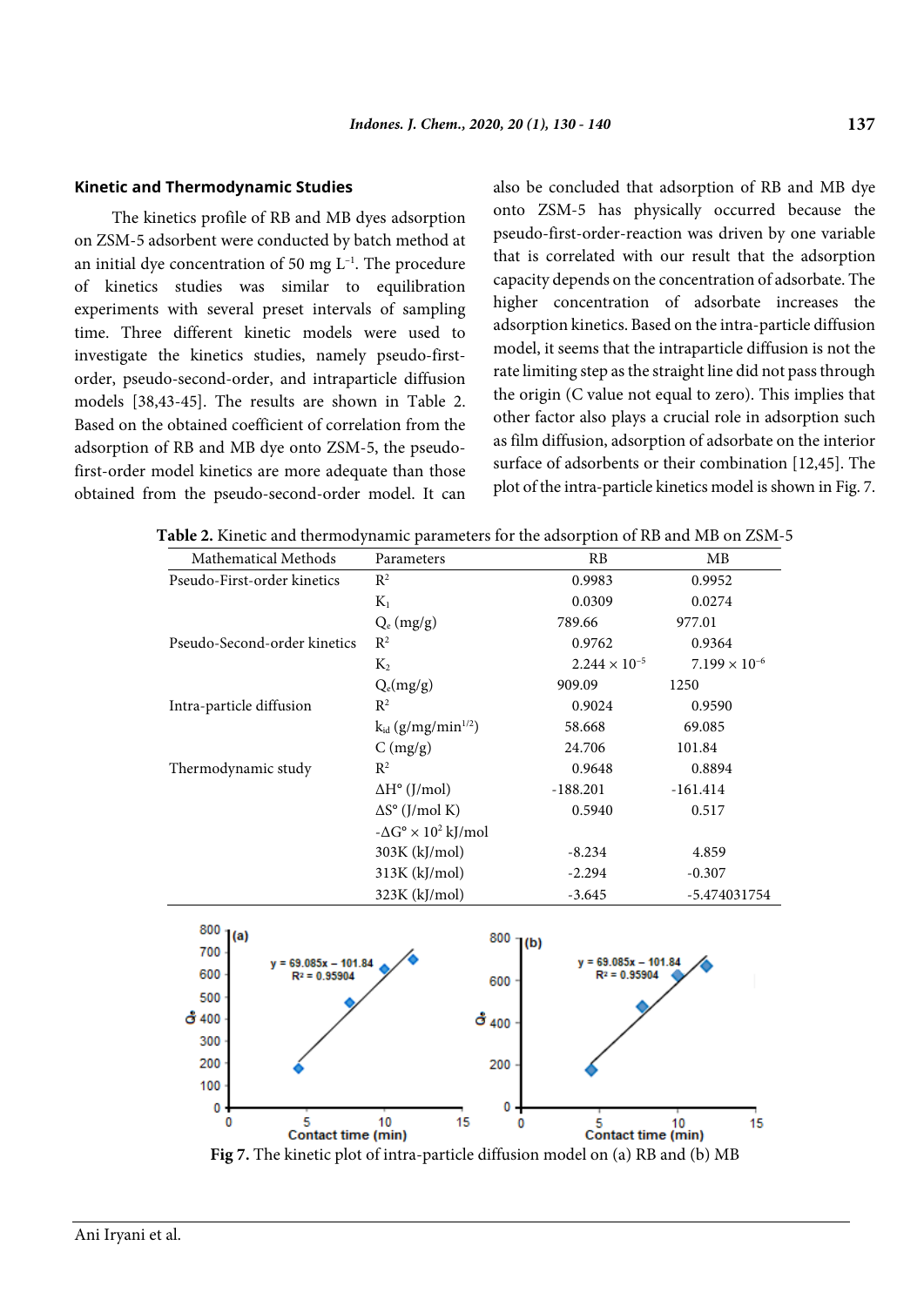### Kinetic and Thermodynamic Studies

The kinetics profile of RB and MB dyes adsorption on ZSM-5 adsorbent were conducted by batch method at an initial dye concentration of 50 mg $L^{-1}$. The procedure of kinetics studies was similar to equilibration experiments with several preset intervals of sampling time. Three different kinetic models were used to investigate the kinetics studies, namely pseudo-first-order, pseudo-second-order, and intraparticle diffusion models [38,43-45]. The results are shown in Table 2. Based on the obtained coefficient of correlation from the adsorption of RB and MB dye onto ZSM-5, the pseudo-first-order model kinetics are more adequate than those obtained from the pseudo-second-order model. It can also be concluded that adsorption of RB and MB dye onto ZSM-5 has physically occurred because the pseudo-first-order-reaction was driven by one variable that is correlated with our result that the adsorption capacity depends on the concentration of adsorbate. The higher concentration of adsorbate increases the adsorption kinetics. Based on the intra-particle diffusion model, it seems that the intraparticle diffusion is not the rate limiting step as the straight line did not pass through the origin (C value not equal to zero). This implies that other factor also plays a crucial role in adsorption such as film diffusion, adsorption of adsorbate on the interior surface of adsorbents or their combination [12,45]. The plot of the intra-particle kinetics model is shown in Fig. 7.

**Table 2.** Kinetic and thermodynamic parameters for the adsorption of RB and MB on ZSM-5

| Mathematical Methods | Parameters | RB | MB |
|---|---|---|---|
| Pseudo-First-order kinetics | $R^2$ | 0.9983 | 0.9952 |
| | $K_1$ | 0.0309 | 0.0274 |
| | $Q_e$ (mg/g) | 789.66 | 977.01 |
| Pseudo-Second-order kinetics | $R^2$ | 0.9762 | 0.9364 |
| | $K_2$ | $2.244 \times 10^{-5}$ | $7.199 \times 10^{-6}$ |
| | $Q_e$(mg/g) | 909.09 | 1250 |
| Intra-particle diffusion | $R^2$ | 0.9024 | 0.9590 |
| | $k_{id}$ (g/mg/min$^{1/2}$) | 58.668 | 69.085 |
| | C (mg/g) | 24.706 | 101.84 |
| Thermodynamic study | $R^2$ | 0.9648 | 0.8894 |
| | ΔH° (J/mol) | -188.201 | -161.414 |
| | ΔS° (J/mol K) | 0.5940 | 0.517 |
| | $-\Delta G^\circ \times 10^2$ kJ/mol | | |
| | 303K (kJ/mol) | -8.234 | 4.859 |
| | 313K (kJ/mol) | -2.294 | -0.307 |
| | 323K (kJ/mol) | -3.645 | -5.474031754 |

**Fig 7.** The kinetic plot of intra-particle diffusion model on (a) RB and (b) MB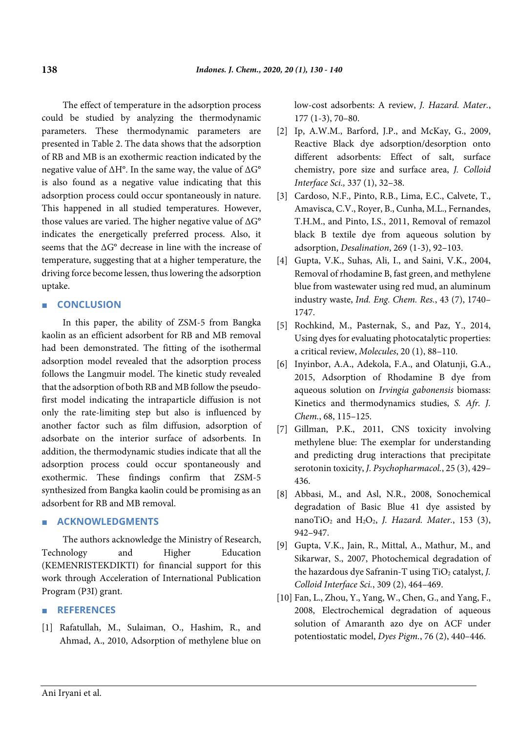The effect of temperature in the adsorption process could be studied by analyzing the thermodynamic parameters. These thermodynamic parameters are presented in Table 2. The data shows that the adsorption of RB and MB is an exothermic reaction indicated by the negative value of ΔH°. In the same way, the value of ΔG° is also found as a negative value indicating that this adsorption process could occur spontaneously in nature. This happened in all studied temperatures. However, those values are varied. The higher negative value of ΔG° indicates the energetically preferred process. Also, it seems that the ΔG° decrease in line with the increase of temperature, suggesting that at a higher temperature, the driving force become lessen, thus lowering the adsorption uptake.

## CONCLUSION

In this paper, the ability of ZSM-5 from Bangka kaolin as an efficient adsorbent for RB and MB removal had been demonstrated. The fitting of the isothermal adsorption model revealed that the adsorption process follows the Langmuir model. The kinetic study revealed that the adsorption of both RB and MB follow the pseudo-first model indicating the intraparticle diffusion is not only the rate-limiting step but also is influenced by another factor such as film diffusion, adsorption of adsorbate on the interior surface of adsorbents. In addition, the thermodynamic studies indicate that all the adsorption process could occur spontaneously and exothermic. These findings confirm that ZSM-5 synthesized from Bangka kaolin could be promising as an adsorbent for RB and MB removal.

## ACKNOWLEDGMENTS

The authors acknowledge the Ministry of Research, Technology and Higher Education (KEMENRISTEKDIKTI) for financial support for this work through Acceleration of International Publication Program (P3I) grant.

## REFERENCES

[1] Rafatullah, M., Sulaiman, O., Hashim, R., and Ahmad, A., 2010, Adsorption of methylene blue on low-cost adsorbents: A review, *J. Hazard. Mater.*, 177 (1-3), 70–80.

[2] Ip, A.W.M., Barford, J.P., and McKay, G., 2009, Reactive Black dye adsorption/desorption onto different adsorbents: Effect of salt, surface chemistry, pore size and surface area, *J. Colloid Interface Sci.,* 337 (1), 32–38.

[3] Cardoso, N.F., Pinto, R.B., Lima, E.C., Calvete, T., Amavisca, C.V., Royer, B., Cunha, M.L., Fernandes, T.H.M., and Pinto, I.S., 2011, Removal of remazol black B textile dye from aqueous solution by adsorption, *Desalination*, 269 (1-3), 92–103.

[4] Gupta, V.K., Suhas, Ali, I., and Saini, V.K., 2004, Removal of rhodamine B, fast green, and methylene blue from wastewater using red mud, an aluminum industry waste, *Ind. Eng. Chem. Res.*, 43 (7), 1740–1747.

[5] Rochkind, M., Pasternak, S., and Paz, Y., 2014, Using dyes for evaluating photocatalytic properties: a critical review, *Molecules*, 20 (1), 88–110.

[6] Inyinbor, A.A., Adekola, F.A., and Olatunji, G.A., 2015, Adsorption of Rhodamine B dye from aqueous solution on *Irvingia gabonensis* biomass: Kinetics and thermodynamics studies, *S. Afr. J. Chem.*, 68, 115–125.

[7] Gillman, P.K., 2011, CNS toxicity involving methylene blue: The exemplar for understanding and predicting drug interactions that precipitate serotonin toxicity, *J. Psychopharmacol.*, 25 (3), 429–436.

[8] Abbasi, M., and Asl, N.R., 2008, Sonochemical degradation of Basic Blue 41 dye assisted by nano$TiO_2$ and $H_2O_2$, *J. Hazard. Mater.*, 153 (3), 942–947.

[9] Gupta, V.K., Jain, R., Mittal, A., Mathur, M., and Sikarwar, S., 2007, Photochemical degradation of the hazardous dye Safranin-T using $TiO_2$ catalyst, *J. Colloid Interface Sci.*, 309 (2), 464–469.

[10] Fan, L., Zhou, Y., Yang, W., Chen, G., and Yang, F., 2008, Electrochemical degradation of aqueous solution of Amaranth azo dye on ACF under potentiostatic model, *Dyes Pigm.*, 76 (2), 440–446.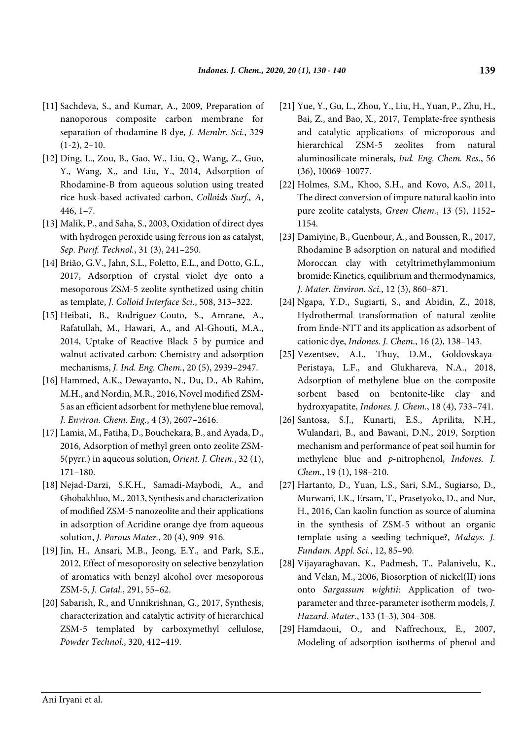[11] Sachdeva, S., and Kumar, A., 2009, Preparation of nanoporous composite carbon membrane for separation of rhodamine B dye, *J. Membr. Sci.*, 329 (1-2), 2–10.

[12] Ding, L., Zou, B., Gao, W., Liu, Q., Wang, Z., Guo, Y., Wang, X., and Liu, Y., 2014, Adsorption of Rhodamine-B from aqueous solution using treated rice husk-based activated carbon, *Colloids Surf., A*, 446, 1–7.

[13] Malik, P., and Saha, S., 2003, Oxidation of direct dyes with hydrogen peroxide using ferrous ion as catalyst, *Sep. Purif. Technol.*, 31 (3), 241–250.

[14] Brião, G.V., Jahn, S.L., Foletto, E.L., and Dotto, G.L., 2017, Adsorption of crystal violet dye onto a mesoporous ZSM-5 zeolite synthetized using chitin as template, *J. Colloid Interface Sci.*, 508, 313–322.

[15] Heibati, B., Rodriguez-Couto, S., Amrane, A., Rafatullah, M., Hawari, A., and Al-Ghouti, M.A., 2014, Uptake of Reactive Black 5 by pumice and walnut activated carbon: Chemistry and adsorption mechanisms, *J. Ind. Eng. Chem.*, 20 (5), 2939–2947.

[16] Hammed, A.K., Dewayanto, N., Du, D., Ab Rahim, M.H., and Nordin, M.R., 2016, Novel modified ZSM-5 as an efficient adsorbent for methylene blue removal, *J. Environ. Chem. Eng.*, 4 (3), 2607–2616.

[17] Lamia, M., Fatiha, D., Bouchekara, B., and Ayada, D., 2016, Adsorption of methyl green onto zeolite ZSM-5(pyrr.) in aqueous solution, *Orient. J. Chem.*, 32 (1), 171–180.

[18] Nejad-Darzi, S.K.H., Samadi-Maybodi, A., and Ghobakhluo, M., 2013, Synthesis and characterization of modified ZSM-5 nanozeolite and their applications in adsorption of Acridine orange dye from aqueous solution, *J. Porous Mater.*, 20 (4), 909–916.

[19] Jin, H., Ansari, M.B., Jeong, E.Y., and Park, S.E., 2012, Effect of mesoporosity on selective benzylation of aromatics with benzyl alcohol over mesoporous ZSM-5, *J. Catal.*, 291, 55–62.

[20] Sabarish, R., and Unnikrishnan, G., 2017, Synthesis, characterization and catalytic activity of hierarchical ZSM-5 templated by carboxymethyl cellulose, *Powder Technol.*, 320, 412–419.

[21] Yue, Y., Gu, L., Zhou, Y., Liu, H., Yuan, P., Zhu, H., Bai, Z., and Bao, X., 2017, Template-free synthesis and catalytic applications of microporous and hierarchical ZSM-5 zeolites from natural aluminosilicate minerals, *Ind. Eng. Chem. Res.*, 56 (36), 10069–10077.

[22] Holmes, S.M., Khoo, S.H., and Kovo, A.S., 2011, The direct conversion of impure natural kaolin into pure zeolite catalysts, *Green Chem.*, 13 (5), 1152–1154.

[23] Damiyine, B., Guenbour, A., and Boussen, R., 2017, Rhodamine B adsorption on natural and modified Moroccan clay with cetyltrimethylammonium bromide: Kinetics, equilibrium and thermodynamics, *J. Mater. Environ. Sci.*, 12 (3), 860–871.

[24] Ngapa, Y.D., Sugiarti, S., and Abidin, Z., 2018, Hydrothermal transformation of natural zeolite from Ende-NTT and its application as adsorbent of cationic dye, *Indones. J. Chem.*, 16 (2), 138–143.

[25] Vezentsev, A.I., Thuy, D.M., Goldovskaya-Peristaya, L.F., and Glukhareva, N.A., 2018, Adsorption of methylene blue on the composite sorbent based on bentonite-like clay and hydroxyapatite, *Indones. J. Chem.*, 18 (4), 733–741.

[26] Santosa, S.J., Kunarti, E.S., Aprilita, N.H., Wulandari, B., and Bawani, D.N., 2019, Sorption mechanism and performance of peat soil humin for methylene blue and *p*-nitrophenol, *Indones. J. Chem.*, 19 (1), 198–210.

[27] Hartanto, D., Yuan, L.S., Sari, S.M., Sugiarso, D., Murwani, I.K., Ersam, T., Prasetyoko, D., and Nur, H., 2016, Can kaolin function as source of alumina in the synthesis of ZSM-5 without an organic template using a seeding technique?, *Malays. J. Fundam. Appl. Sci.*, 12, 85–90.

[28] Vijayaraghavan, K., Padmesh, T., Palanivelu, K., and Velan, M., 2006, Biosorption of nickel(II) ions onto *Sargassum wightii*: Application of two-parameter and three-parameter isotherm models, *J. Hazard. Mater.*, 133 (1-3), 304–308.

[29] Hamdaoui, O., and Naffrechoux, E., 2007, Modeling of adsorption isotherms of phenol and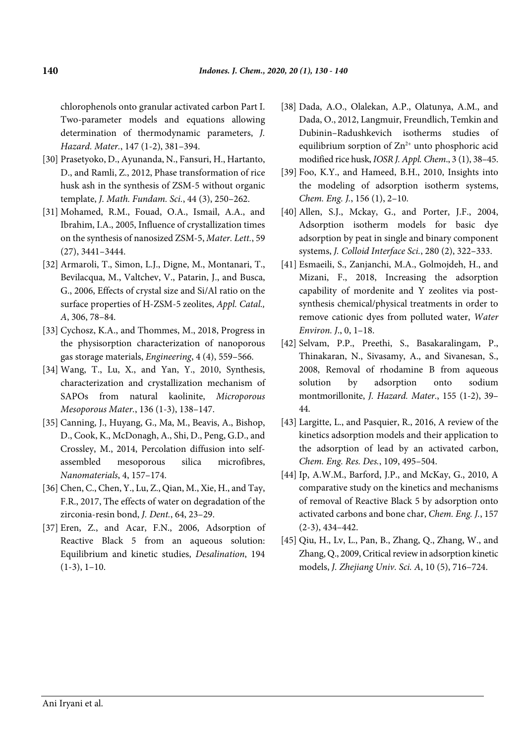chlorophenols onto granular activated carbon Part I. Two-parameter models and equations allowing determination of thermodynamic parameters, *J. Hazard. Mater.*, 147 (1-2), 381–394.

[30] Prasetyoko, D., Ayunanda, N., Fansuri, H., Hartanto, D., and Ramli, Z., 2012, Phase transformation of rice husk ash in the synthesis of ZSM-5 without organic template, *J. Math. Fundam. Sci.*, 44 (3), 250–262.

[31] Mohamed, R.M., Fouad, O.A., Ismail, A.A., and Ibrahim, I.A., 2005, Influence of crystallization times on the synthesis of nanosized ZSM-5, *Mater. Lett.*, 59 (27), 3441–3444.

[32] Armaroli, T., Simon, L.J., Digne, M., Montanari, T., Bevilacqua, M., Valtchev, V., Patarin, J., and Busca, G., 2006, Effects of crystal size and Si/Al ratio on the surface properties of H-ZSM-5 zeolites, *Appl. Catal., A*, 306, 78–84.

[33] Cychosz, K.A., and Thommes, M., 2018, Progress in the physisorption characterization of nanoporous gas storage materials, *Engineering*, 4 (4), 559–566.

[34] Wang, T., Lu, X., and Yan, Y., 2010, Synthesis, characterization and crystallization mechanism of SAPOs from natural kaolinite, *Microporous Mesoporous Mater.*, 136 (1-3), 138–147.

[35] Canning, J., Huyang, G., Ma, M., Beavis, A., Bishop, D., Cook, K., McDonagh, A., Shi, D., Peng, G.D., and Crossley, M., 2014, Percolation diffusion into self-assembled mesoporous silica microfibres, *Nanomaterials*, 4, 157–174.

[36] Chen, C., Chen, Y., Lu, Z., Qian, M., Xie, H., and Tay, F.R., 2017, The effects of water on degradation of the zirconia-resin bond, *J. Dent.*, 64, 23–29.

[37] Eren, Z., and Acar, F.N., 2006, Adsorption of Reactive Black 5 from an aqueous solution: Equilibrium and kinetic studies, *Desalination*, 194 (1-3), 1–10.

[38] Dada, A.O., Olalekan, A.P., Olatunya, A.M., and Dada, O., 2012, Langmuir, Freundlich, Temkin and Dubinin–Radushkevich isotherms studies of equilibrium sorption of $Zn^{2+}$ unto phosphoric acid modified rice husk, *IOSR J. Appl. Chem.*, 3 (1), 38–45.

[39] Foo, K.Y., and Hameed, B.H., 2010, Insights into the modeling of adsorption isotherm systems, *Chem. Eng. J.*, 156 (1), 2–10.

[40] Allen, S.J., Mckay, G., and Porter, J.F., 2004, Adsorption isotherm models for basic dye adsorption by peat in single and binary component systems, *J. Colloid Interface Sci.*, 280 (2), 322–333.

[41] Esmaeili, S., Zanjanchi, M.A., Golmojdeh, H., and Mizani, F., 2018, Increasing the adsorption capability of mordenite and Y zeolites via post-synthesis chemical/physical treatments in order to remove cationic dyes from polluted water, *Water Environ. J.*, 0, 1–18.

[42] Selvam, P.P., Preethi, S., Basakaralingam, P., Thinakaran, N., Sivasamy, A., and Sivanesan, S., 2008, Removal of rhodamine B from aqueous solution by adsorption onto sodium montmorillonite, *J. Hazard. Mater.*, 155 (1-2), 39–44.

[43] Largitte, L., and Pasquier, R., 2016, A review of the kinetics adsorption models and their application to the adsorption of lead by an activated carbon, *Chem. Eng. Res. Des.*, 109, 495–504.

[44] Ip, A.W.M., Barford, J.P., and McKay, G., 2010, A comparative study on the kinetics and mechanisms of removal of Reactive Black 5 by adsorption onto activated carbons and bone char, *Chem. Eng. J.*, 157 (2-3), 434–442.

[45] Qiu, H., Lv, L., Pan, B., Zhang, Q., Zhang, W., and Zhang, Q., 2009, Critical review in adsorption kinetic models, *J. Zhejiang Univ. Sci. A*, 10 (5), 716–724.